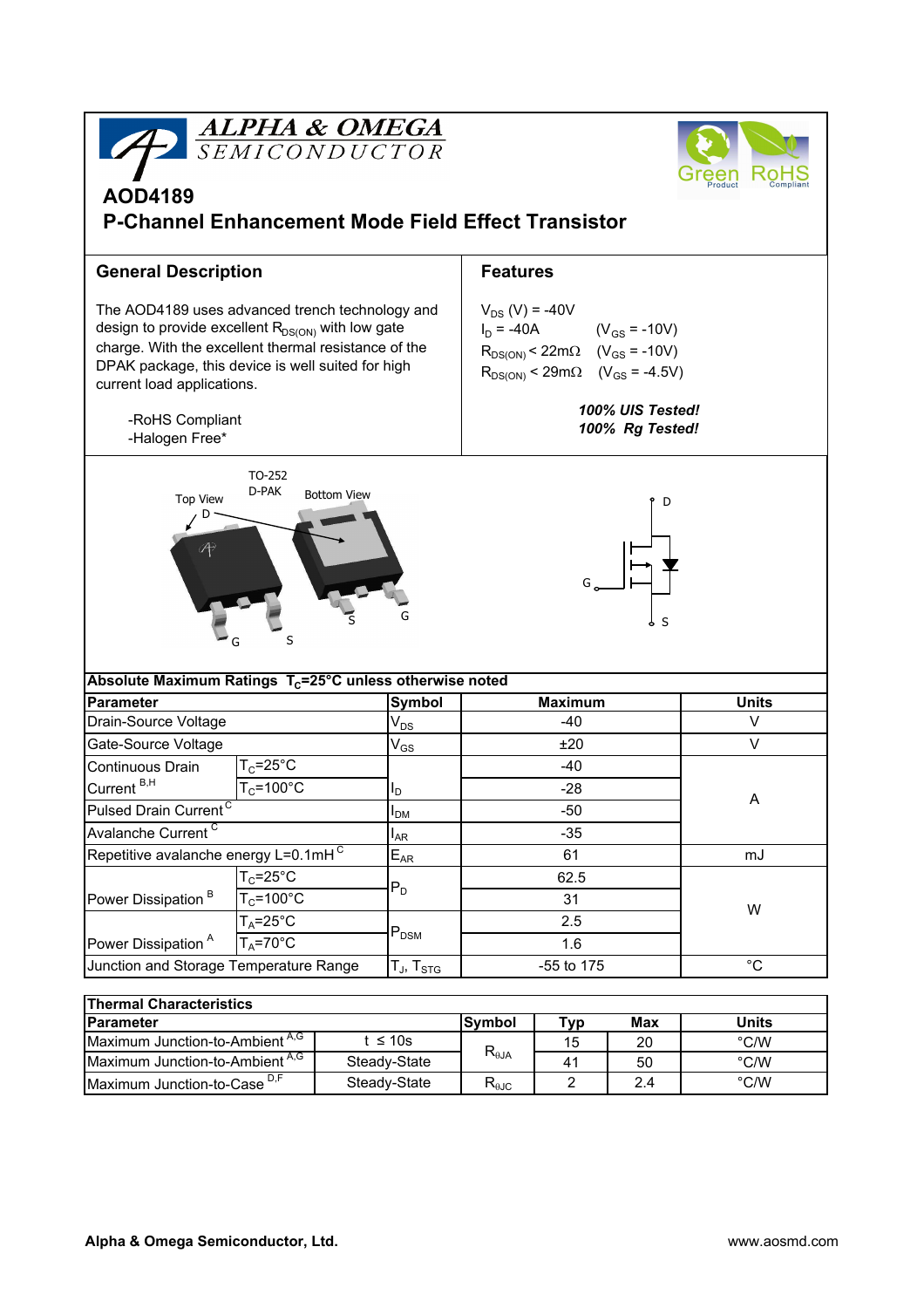# AOD4189

## P-Channel Enhancement Mode Field Effect Transistor

## General Description

The AOD4189 uses advanced trench technology and design to provide excellent $R_{DS(ON)}$ with low gate charge. With the excellent thermal resistance of the DPAK package, this device is well suited for high current load applications.

-RoHS Compliant
-Halogen Free*

## Features

$V_{DS}$ (V) = -40V
$I_D$ = -40A ($V_{GS}$ = -10V)
$R_{DS(ON)}$ < 22mΩ ($V_{GS}$ = -10V)
$R_{DS(ON)}$ < 29mΩ ($V_{GS}$ = -4.5V)

***100% UIS Tested!***
***100% Rg Tested!***

TO-252 D-PAK

Top View — Bottom View

D, G, S

| Absolute Maximum Ratings $T_C$=25°C unless otherwise noted | | | | |
|---|---|---|---|---|
| **Parameter** | | **Symbol** | **Maximum** | **Units** |
| Drain-Source Voltage | | $V_{DS}$ | -40 | V |
| Gate-Source Voltage | | $V_{GS}$ | ±20 | V |
| Continuous Drain Current [B,H] | $T_C$=25°C | $I_D$ | -40 | A |
| | $T_C$=100°C | | -28 | |
| Pulsed Drain Current [C] | | $I_{DM}$ | -50 | |
| Avalanche Current [C] | | $I_{AR}$ | -35 | |
| Repetitive avalanche energy L=0.1mH [C] | | $E_{AR}$ | 61 | mJ |
| Power Dissipation [B] | $T_C$=25°C | $P_D$ | 62.5 | W |
| | $T_C$=100°C | | 31 | |
| Power Dissipation [A] | $T_A$=25°C | $P_{DSM}$ | 2.5 | |
| | $T_A$=70°C | | 1.6 | |
| Junction and Storage Temperature Range | | $T_J$, $T_{STG}$ | -55 to 175 | °C |

| Thermal Characteristics | | | | | |
|---|---|---|---|---|---|
| **Parameter** | | **Symbol** | **Typ** | **Max** | **Units** |
| Maximum Junction-to-Ambient [A,G] | t ≤ 10s | $R_{\theta JA}$ | 15 | 20 | °C/W |
| Maximum Junction-to-Ambient [A,G] | Steady-State | | 41 | 50 | °C/W |
| Maximum Junction-to-Case [D,F] | Steady-State | $R_{\theta JC}$ | 2 | 2.4 | °C/W |

**Alpha & Omega Semiconductor, Ltd.** www.aosmd.com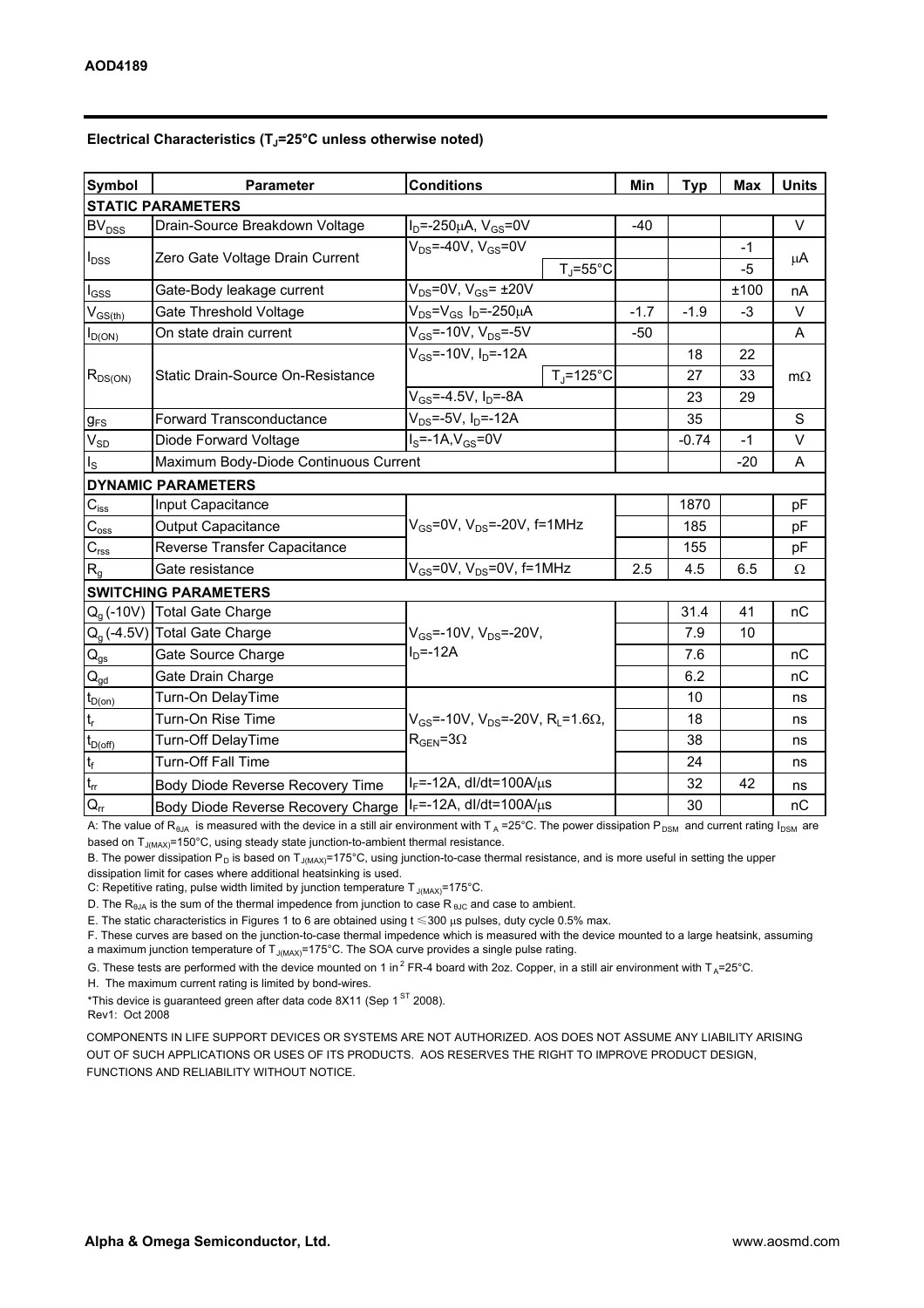**Electrical Characteristics ($T_J$=25°C unless otherwise noted)**

| Symbol | Parameter | Conditions | | Min | Typ | Max | Units |
|---|---|---|---|---|---|---|---|
| **STATIC PARAMETERS** | | | | | | | |
| $BV_{DSS}$ | Drain-Source Breakdown Voltage | $I_D$=-250μA, $V_{GS}$=0V | | -40 | | | V |
| $I_{DSS}$ | Zero Gate Voltage Drain Current | $V_{DS}$=-40V, $V_{GS}$=0V | | | | -1 | μA |
| | | | $T_J$=55°C | | | -5 | |
| $I_{GSS}$ | Gate-Body leakage current | $V_{DS}$=0V, $V_{GS}$= ±20V | | | | ±100 | nA |
| $V_{GS(th)}$ | Gate Threshold Voltage | $V_{DS}$=$V_{GS}$ $I_D$=-250μA | | -1.7 | -1.9 | -3 | V |
| $I_{D(ON)}$ | On state drain current | $V_{GS}$=-10V, $V_{DS}$=-5V | | -50 | | | A |
| $R_{DS(ON)}$ | Static Drain-Source On-Resistance | $V_{GS}$=-10V, $I_D$=-12A | | | 18 | 22 | mΩ |
| | | | $T_J$=125°C | | 27 | 33 | |
| | | $V_{GS}$=-4.5V, $I_D$=-8A | | | 23 | 29 | |
| $g_{FS}$ | Forward Transconductance | $V_{DS}$=-5V, $I_D$=-12A | | | 35 | | S |
| $V_{SD}$ | Diode Forward Voltage | $I_S$=-1A,$V_{GS}$=0V | | | -0.74 | -1 | V |
| $I_S$ | Maximum Body-Diode Continuous Current | | | | | -20 | A |
| **DYNAMIC PARAMETERS** | | | | | | | |
| $C_{iss}$ | Input Capacitance | $V_{GS}$=0V, $V_{DS}$=-20V, f=1MHz | | | 1870 | | pF |
| $C_{oss}$ | Output Capacitance | | | | 185 | | pF |
| $C_{rss}$ | Reverse Transfer Capacitance | | | | 155 | | pF |
| $R_g$ | Gate resistance | $V_{GS}$=0V, $V_{DS}$=0V, f=1MHz | | 2.5 | 4.5 | 6.5 | Ω |
| **SWITCHING PARAMETERS** | | | | | | | |
| $Q_g$ (-10V) | Total Gate Charge | $V_{GS}$=-10V, $V_{DS}$=-20V, $I_D$=-12A | | | 31.4 | 41 | nC |
| $Q_g$ (-4.5V) | Total Gate Charge | | | | 7.9 | 10 | |
| $Q_{gs}$ | Gate Source Charge | | | | 7.6 | | nC |
| $Q_{gd}$ | Gate Drain Charge | | | | 6.2 | | nC |
| $t_{D(on)}$ | Turn-On DelayTime | $V_{GS}$=-10V, $V_{DS}$=-20V, $R_L$=1.6Ω, $R_{GEN}$=3Ω | | | 10 | | ns |
| $t_r$ | Turn-On Rise Time | | | | 18 | | ns |
| $t_{D(off)}$ | Turn-Off DelayTime | | | | 38 | | ns |
| $t_f$ | Turn-Off Fall Time | | | | 24 | | ns |
| $t_{rr}$ | Body Diode Reverse Recovery Time | $I_F$=-12A, dI/dt=100A/μs | | | 32 | 42 | ns |
| $Q_{rr}$ | Body Diode Reverse Recovery Charge | $I_F$=-12A, dI/dt=100A/μs | | | 30 | | nC |

A: The value of $R_{\theta JA}$ is measured with the device in a still air environment with $T_A$ =25°C. The power dissipation $P_{DSM}$ and current rating $I_{DSM}$ are based on $T_{J(MAX)}$=150°C, using steady state junction-to-ambient thermal resistance.

B. The power dissipation $P_D$ is based on $T_{J(MAX)}$=175°C, using junction-to-case thermal resistance, and is more useful in setting the upper dissipation limit for cases where additional heatsinking is used.

C: Repetitive rating, pulse width limited by junction temperature $T_{J(MAX)}$=175°C.

D. The $R_{\theta JA}$ is the sum of the thermal impedence from junction to case $R_{\theta JC}$ and case to ambient.

E. The static characteristics in Figures 1 to 6 are obtained using t ≤300 μs pulses, duty cycle 0.5% max.

F. These curves are based on the junction-to-case thermal impedence which is measured with the device mounted to a large heatsink, assuming a maximum junction temperature of $T_{J(MAX)}$=175°C. The SOA curve provides a single pulse rating.

G. These tests are performed with the device mounted on 1 in$^2$ FR-4 board with 2oz. Copper, in a still air environment with $T_A$=25°C.

H. The maximum current rating is limited by bond-wires.

*This device is guaranteed green after data code 8X11 (Sep 1$^{ST}$ 2008).

Rev1: Oct 2008

COMPONENTS IN LIFE SUPPORT DEVICES OR SYSTEMS ARE NOT AUTHORIZED. AOS DOES NOT ASSUME ANY LIABILITY ARISING OUT OF SUCH APPLICATIONS OR USES OF ITS PRODUCTS. AOS RESERVES THE RIGHT TO IMPROVE PRODUCT DESIGN, FUNCTIONS AND RELIABILITY WITHOUT NOTICE.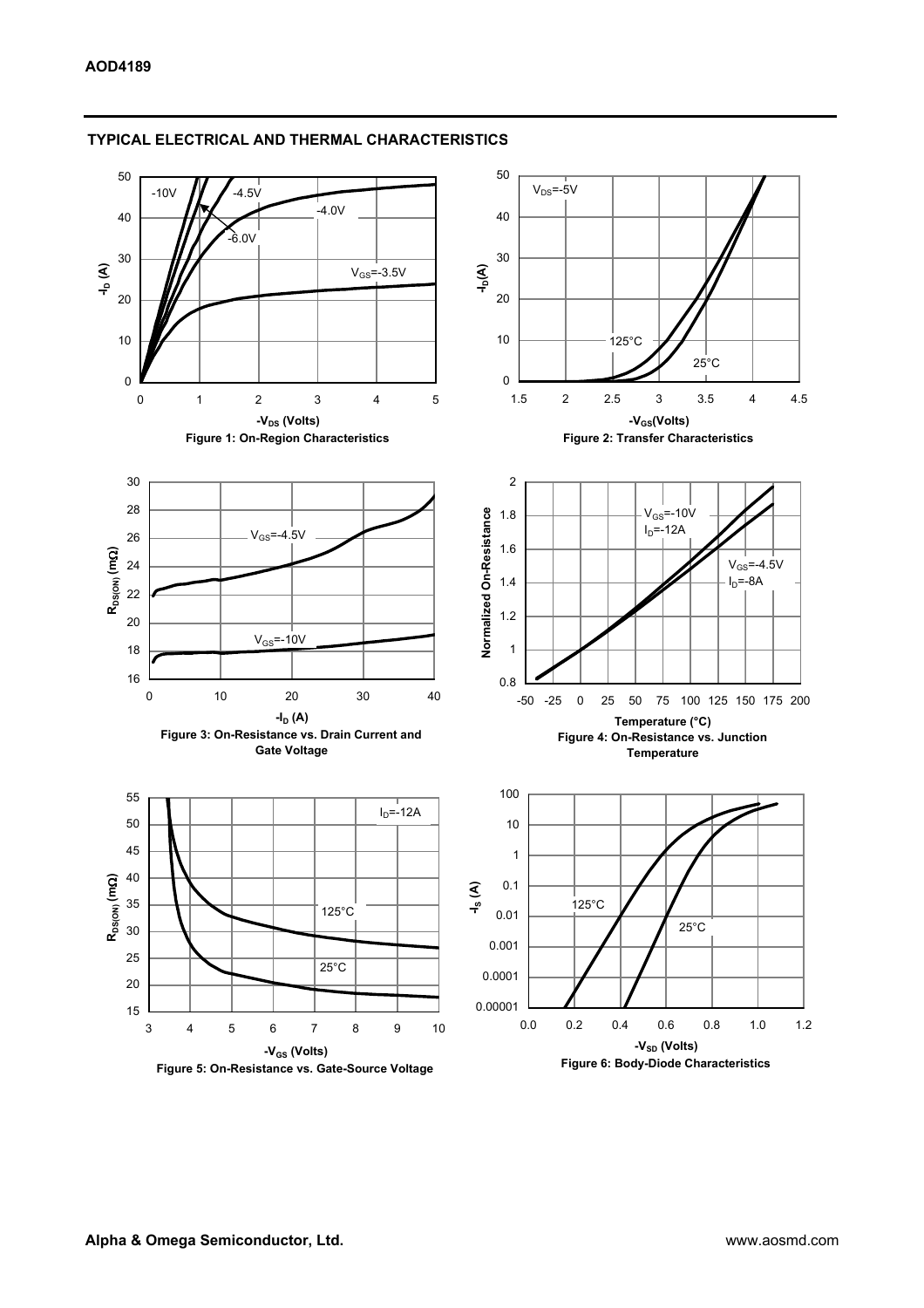## TYPICAL ELECTRICAL AND THERMAL CHARACTERISTICS

Figure 1: On-Region Characteristics

Figure 2: Transfer Characteristics

Figure 3: On-Resistance vs. Drain Current and Gate Voltage

Figure 4: On-Resistance vs. Junction Temperature

Figure 5: On-Resistance vs. Gate-Source Voltage

Figure 6: Body-Diode Characteristics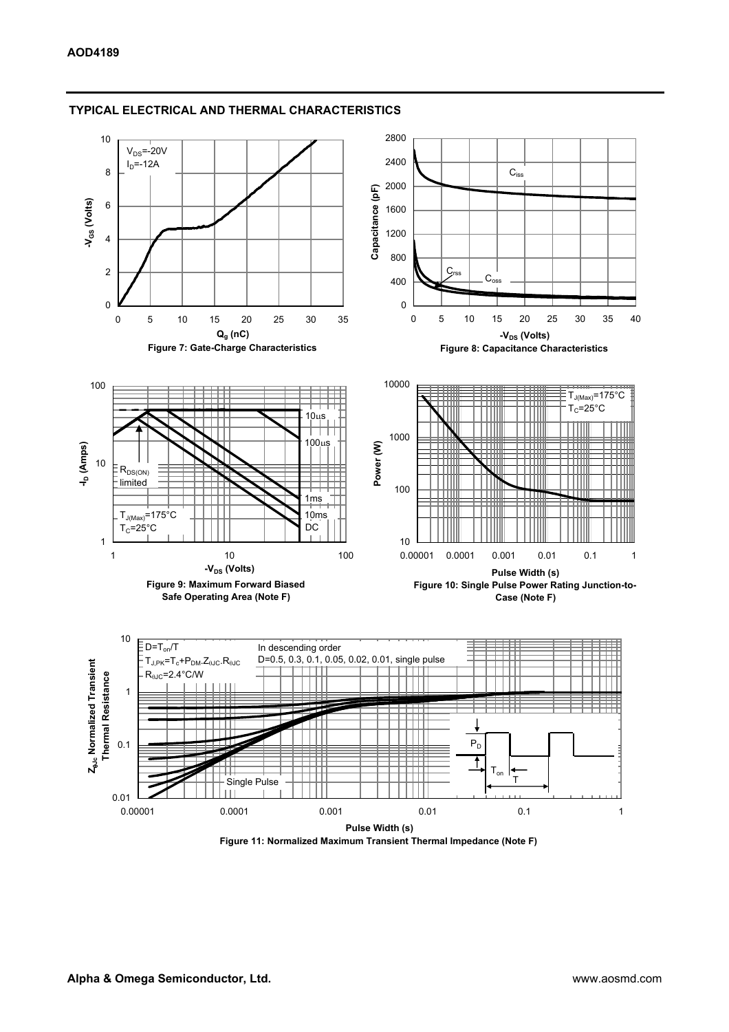## TYPICAL ELECTRICAL AND THERMAL CHARACTERISTICS

$V_{DS}$=-20V
$I_D$=-12A

Figure 7: Gate-Charge Characteristics

Figure 8: Capacitance Characteristics

Figure 9: Maximum Forward Biased Safe Operating Area (Note F)

Figure 10: Single Pulse Power Rating Junction-to-Case (Note F)

$D=T_{on}/T$
$T_{J,PK}=T_c+P_{DM}.Z_{\theta JC}.R_{\theta JC}$
$R_{\theta JC}$=2.4°C/W

In descending order
D=0.5, 0.3, 0.1, 0.05, 0.02, 0.01, single pulse

Figure 11: Normalized Maximum Transient Thermal Impedance (Note F)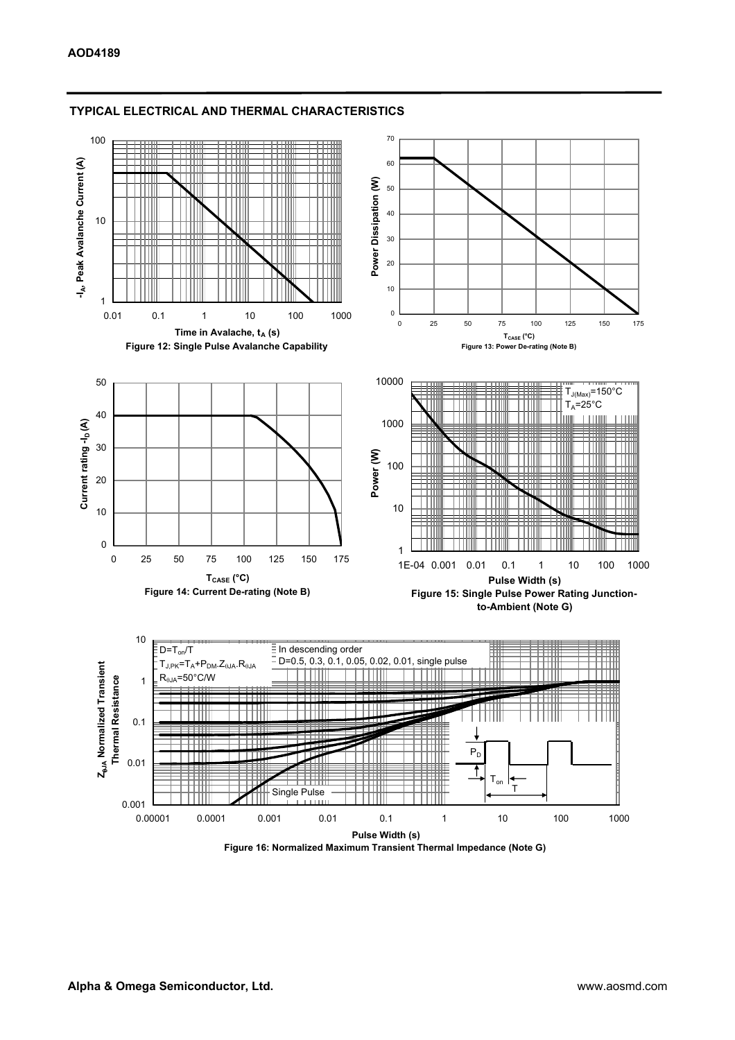## TYPICAL ELECTRICAL AND THERMAL CHARACTERISTICS

Figure 12: Single Pulse Avalanche Capability

Figure 13: Power De-rating (Note B)

Figure 14: Current De-rating (Note B)

Figure 15: Single Pulse Power Rating Junction-to-Ambient (Note G)

Figure 16: Normalized Maximum Transient Thermal Impedance (Note G)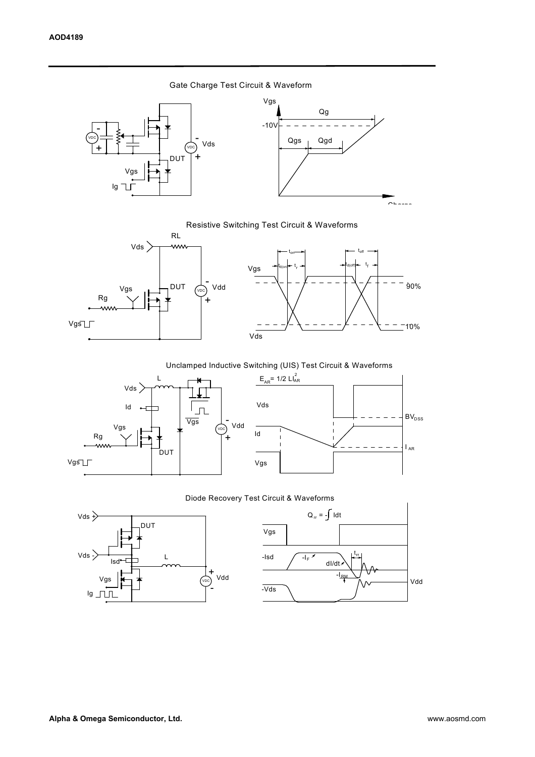## Gate Charge Test Circuit & Waveform

VDC
Vds
DUT
Vgs
Ig
Vgs
Qg
-10V
Qgs
Qgd
Charge

## Resistive Switching Test Circuit & Waveforms

RL
Vds
Vgs
DUT
Vdd
Rg
Vgs
$t_{on}$
$t_{off}$
$t_{d(on)}$
$t_r$
$t_{d(off)}$
$t_f$
Vgs
90%
10%
Vds

## Unclamped Inductive Switching (UIS) Test Circuit & Waveforms

L
Vds
Id
Vgs
Vgs
Vdd
Rg
DUT
Vgs
$E_{AR} = 1/2\ LI_{AR}^2$
Vds
$BV_{DSS}$
Id
$I_{AR}$
Vgs

## Diode Recovery Test Circuit & Waveforms

Vds +
DUT
Vds -
Isd
L
Vgs
Vdd
Ig
$Q_{rr} = -\int Idt$
Vgs
-Isd
$-I_F$
$t_{rr}$
dI/dt
$-I_{RM}$
Vdd
-Vds